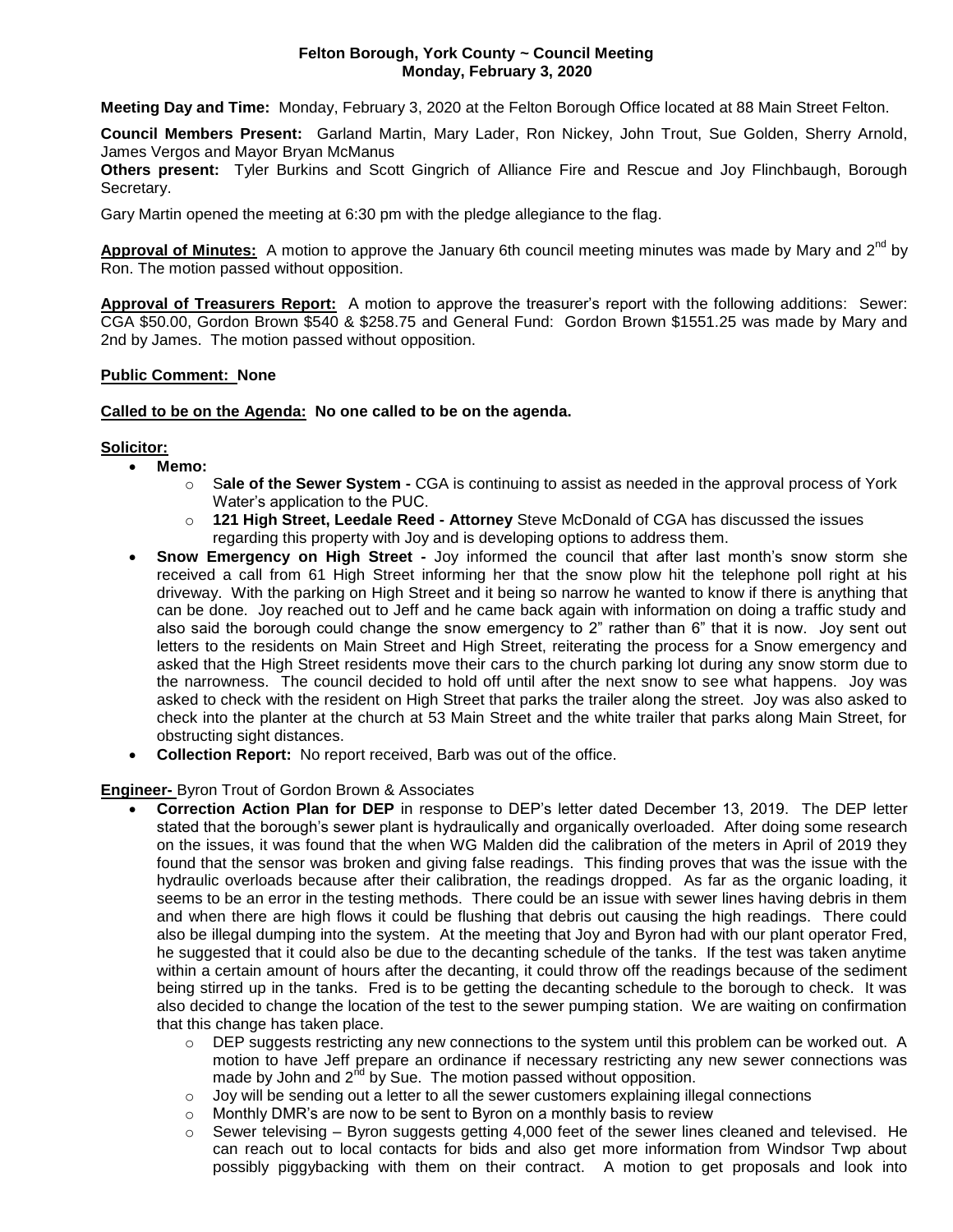**Felton Borough, York County ~ Council Meeting**
**Monday, February 3, 2020**

**Meeting Day and Time:** Monday, February 3, 2020 at the Felton Borough Office located at 88 Main Street Felton.

**Council Members Present:** Garland Martin, Mary Lader, Ron Nickey, John Trout, Sue Golden, Sherry Arnold, James Vergos and Mayor Bryan McManus

**Others present:** Tyler Burkins and Scott Gingrich of Alliance Fire and Rescue and Joy Flinchbaugh, Borough Secretary.

Gary Martin opened the meeting at 6:30 pm with the pledge allegiance to the flag.

**Approval of Minutes:** A motion to approve the January 6th council meeting minutes was made by Mary and 2nd by Ron. The motion passed without opposition.

**Approval of Treasurers Report:** A motion to approve the treasurer's report with the following additions: Sewer: CGA $50.00, Gordon Brown $540 & $258.75 and General Fund: Gordon Brown $1551.25 was made by Mary and 2nd by James. The motion passed without opposition.

**Public Comment: None**

**Called to be on the Agenda: No one called to be on the agenda.**

**Solicitor:**

- **Memo:**
  - S**ale of the Sewer System -** CGA is continuing to assist as needed in the approval process of York Water's application to the PUC.
  - **121 High Street, Leedale Reed - Attorney** Steve McDonald of CGA has discussed the issues regarding this property with Joy and is developing options to address them.
- **Snow Emergency on High Street -** Joy informed the council that after last month's snow storm she received a call from 61 High Street informing her that the snow plow hit the telephone poll right at his driveway. With the parking on High Street and it being so narrow he wanted to know if there is anything that can be done. Joy reached out to Jeff and he came back again with information on doing a traffic study and also said the borough could change the snow emergency to 2" rather than 6" that it is now. Joy sent out letters to the residents on Main Street and High Street, reiterating the process for a Snow emergency and asked that the High Street residents move their cars to the church parking lot during any snow storm due to the narrowness. The council decided to hold off until after the next snow to see what happens. Joy was asked to check with the resident on High Street that parks the trailer along the street. Joy was also asked to check into the planter at the church at 53 Main Street and the white trailer that parks along Main Street, for obstructing sight distances.
- **Collection Report:** No report received, Barb was out of the office.

**Engineer-** Byron Trout of Gordon Brown & Associates

- **Correction Action Plan for DEP** in response to DEP's letter dated December 13, 2019. The DEP letter stated that the borough's sewer plant is hydraulically and organically overloaded. After doing some research on the issues, it was found that the when WG Malden did the calibration of the meters in April of 2019 they found that the sensor was broken and giving false readings. This finding proves that was the issue with the hydraulic overloads because after their calibration, the readings dropped. As far as the organic loading, it seems to be an error in the testing methods. There could be an issue with sewer lines having debris in them and when there are high flows it could be flushing that debris out causing the high readings. There could also be illegal dumping into the system. At the meeting that Joy and Byron had with our plant operator Fred, he suggested that it could also be due to the decanting schedule of the tanks. If the test was taken anytime within a certain amount of hours after the decanting, it could throw off the readings because of the sediment being stirred up in the tanks. Fred is to be getting the decanting schedule to the borough to check. It was also decided to change the location of the test to the sewer pumping station. We are waiting on confirmation that this change has taken place.
  - DEP suggests restricting any new connections to the system until this problem can be worked out. A motion to have Jeff prepare an ordinance if necessary restricting any new sewer connections was made by John and 2nd by Sue. The motion passed without opposition.
  - Joy will be sending out a letter to all the sewer customers explaining illegal connections
  - Monthly DMR's are now to be sent to Byron on a monthly basis to review
  - Sewer televising – Byron suggests getting 4,000 feet of the sewer lines cleaned and televised. He can reach out to local contacts for bids and also get more information from Windsor Twp about possibly piggybacking with them on their contract. A motion to get proposals and look into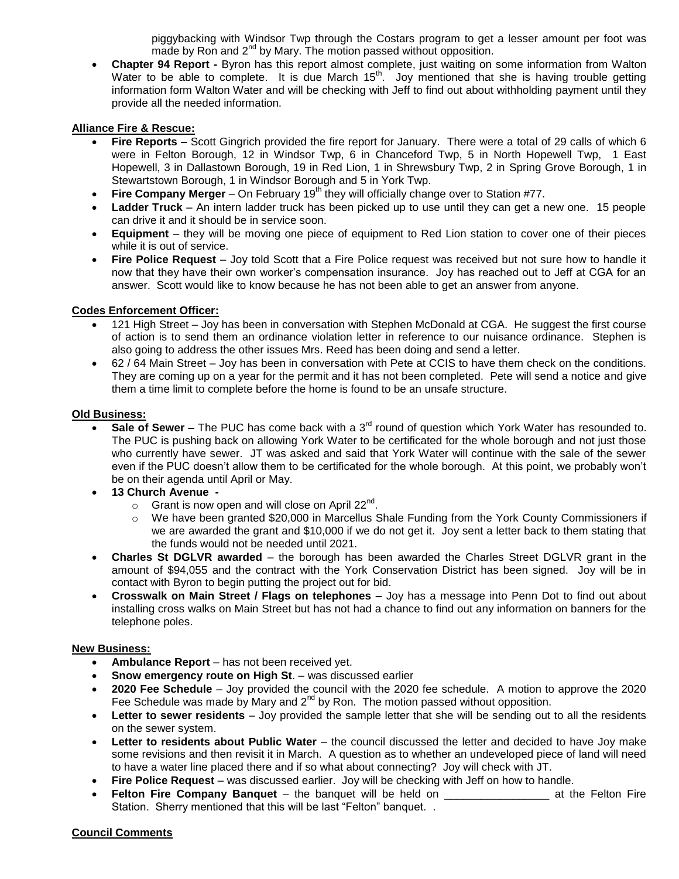piggybacking with Windsor Twp through the Costars program to get a lesser amount per foot was made by Ron and 2nd by Mary. The motion passed without opposition.

- **Chapter 94 Report -** Byron has this report almost complete, just waiting on some information from Walton Water to be able to complete. It is due March 15th. Joy mentioned that she is having trouble getting information form Walton Water and will be checking with Jeff to find out about withholding payment until they provide all the needed information.

**Alliance Fire & Rescue:**

- **Fire Reports –** Scott Gingrich provided the fire report for January. There were a total of 29 calls of which 6 were in Felton Borough, 12 in Windsor Twp, 6 in Chanceford Twp, 5 in North Hopewell Twp, 1 East Hopewell, 3 in Dallastown Borough, 19 in Red Lion, 1 in Shrewsbury Twp, 2 in Spring Grove Borough, 1 in Stewartstown Borough, 1 in Windsor Borough and 5 in York Twp.
- **Fire Company Merger** – On February 19th they will officially change over to Station #77.
- **Ladder Truck** – An intern ladder truck has been picked up to use until they can get a new one. 15 people can drive it and it should be in service soon.
- **Equipment** – they will be moving one piece of equipment to Red Lion station to cover one of their pieces while it is out of service.
- **Fire Police Request** – Joy told Scott that a Fire Police request was received but not sure how to handle it now that they have their own worker's compensation insurance. Joy has reached out to Jeff at CGA for an answer. Scott would like to know because he has not been able to get an answer from anyone.

**Codes Enforcement Officer:**

- 121 High Street – Joy has been in conversation with Stephen McDonald at CGA. He suggest the first course of action is to send them an ordinance violation letter in reference to our nuisance ordinance. Stephen is also going to address the other issues Mrs. Reed has been doing and send a letter.
- 62 / 64 Main Street – Joy has been in conversation with Pete at CCIS to have them check on the conditions. They are coming up on a year for the permit and it has not been completed. Pete will send a notice and give them a time limit to complete before the home is found to be an unsafe structure.

**Old Business:**

- **Sale of Sewer –** The PUC has come back with a 3rd round of question which York Water has resounded to. The PUC is pushing back on allowing York Water to be certificated for the whole borough and not just those who currently have sewer. JT was asked and said that York Water will continue with the sale of the sewer even if the PUC doesn't allow them to be certificated for the whole borough. At this point, we probably won't be on their agenda until April or May.
- **13 Church Avenue -**
  - Grant is now open and will close on April 22nd.
  - We have been granted $20,000 in Marcellus Shale Funding from the York County Commissioners if we are awarded the grant and $10,000 if we do not get it. Joy sent a letter back to them stating that the funds would not be needed until 2021.
- **Charles St DGLVR awarded** – the borough has been awarded the Charles Street DGLVR grant in the amount of $94,055 and the contract with the York Conservation District has been signed. Joy will be in contact with Byron to begin putting the project out for bid.
- **Crosswalk on Main Street / Flags on telephones –** Joy has a message into Penn Dot to find out about installing cross walks on Main Street but has not had a chance to find out any information on banners for the telephone poles.

**New Business:**

- **Ambulance Report** – has not been received yet.
- **Snow emergency route on High St**. – was discussed earlier
- **2020 Fee Schedule** – Joy provided the council with the 2020 fee schedule. A motion to approve the 2020 Fee Schedule was made by Mary and 2nd by Ron. The motion passed without opposition.
- **Letter to sewer residents** – Joy provided the sample letter that she will be sending out to all the residents on the sewer system.
- **Letter to residents about Public Water** – the council discussed the letter and decided to have Joy make some revisions and then revisit it in March. A question as to whether an undeveloped piece of land will need to have a water line placed there and if so what about connecting? Joy will check with JT.
- **Fire Police Request** – was discussed earlier. Joy will be checking with Jeff on how to handle.
- **Felton Fire Company Banquet** – the banquet will be held on _________________ at the Felton Fire Station. Sherry mentioned that this will be last "Felton" banquet. .

**Council Comments**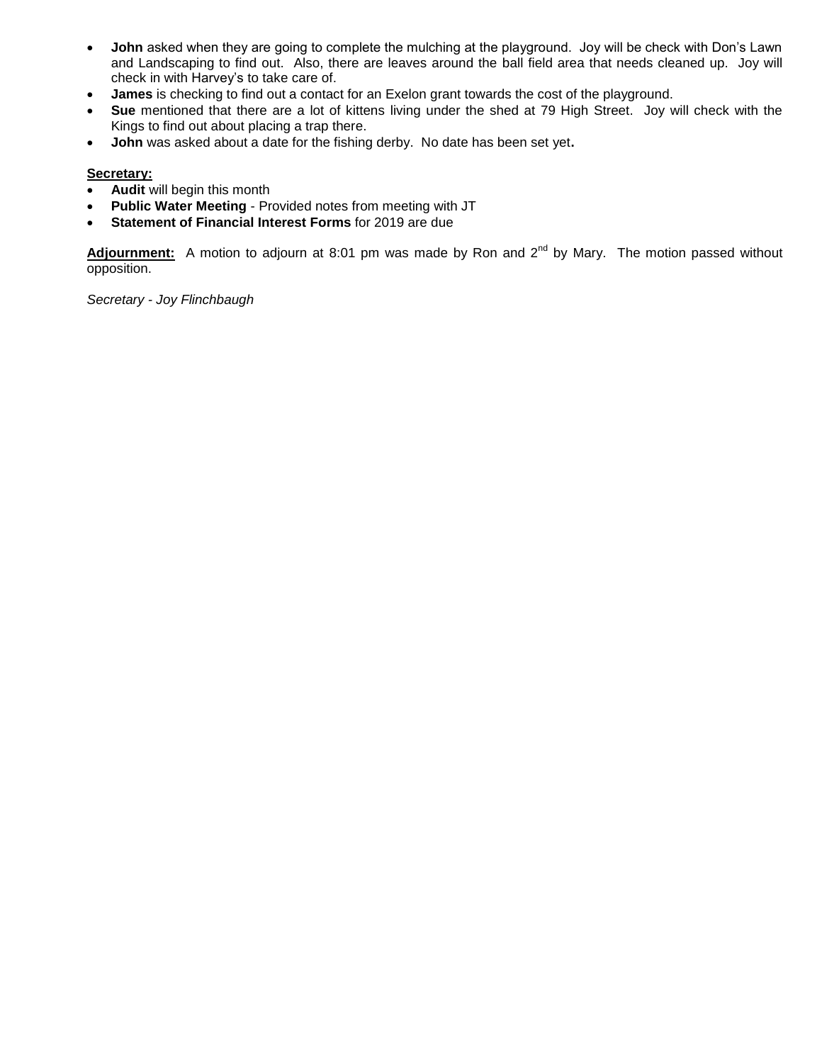- **John** asked when they are going to complete the mulching at the playground. Joy will be check with Don's Lawn and Landscaping to find out. Also, there are leaves around the ball field area that needs cleaned up. Joy will check in with Harvey's to take care of.
- **James** is checking to find out a contact for an Exelon grant towards the cost of the playground.
- **Sue** mentioned that there are a lot of kittens living under the shed at 79 High Street. Joy will check with the Kings to find out about placing a trap there.
- **John** was asked about a date for the fishing derby. No date has been set yet**.**

**Secretary:**

- **Audit** will begin this month
- **Public Water Meeting** - Provided notes from meeting with JT
- **Statement of Financial Interest Forms** for 2019 are due

**Adjournment:** A motion to adjourn at 8:01 pm was made by Ron and 2nd by Mary. The motion passed without opposition.

*Secretary - Joy Flinchbaugh*